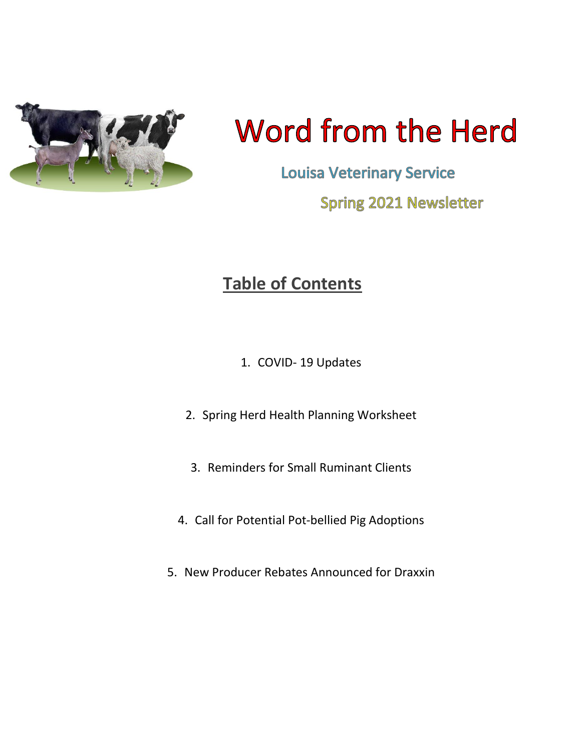# Word from the Herd

## Louisa Veterinary Service

### Spring 2021 Newsletter

## Table of Contents

1. COVID- 19 Updates
2. Spring Herd Health Planning Worksheet
3. Reminders for Small Ruminant Clients
4. Call for Potential Pot-bellied Pig Adoptions
5. New Producer Rebates Announced for Draxxin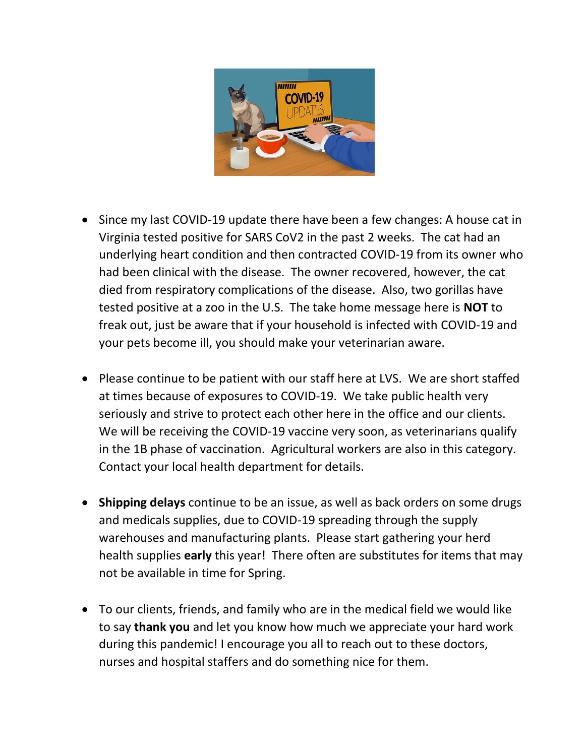- Since my last COVID-19 update there have been a few changes: A house cat in Virginia tested positive for SARS CoV2 in the past 2 weeks. The cat had an underlying heart condition and then contracted COVID-19 from its owner who had been clinical with the disease. The owner recovered, however, the cat died from respiratory complications of the disease. Also, two gorillas have tested positive at a zoo in the U.S. The take home message here is **NOT** to freak out, just be aware that if your household is infected with COVID-19 and your pets become ill, you should make your veterinarian aware.

- Please continue to be patient with our staff here at LVS. We are short staffed at times because of exposures to COVID-19. We take public health very seriously and strive to protect each other here in the office and our clients. We will be receiving the COVID-19 vaccine very soon, as veterinarians qualify in the 1B phase of vaccination. Agricultural workers are also in this category. Contact your local health department for details.

- **Shipping delays** continue to be an issue, as well as back orders on some drugs and medicals supplies, due to COVID-19 spreading through the supply warehouses and manufacturing plants. Please start gathering your herd health supplies **early** this year! There often are substitutes for items that may not be available in time for Spring.

- To our clients, friends, and family who are in the medical field we would like to say **thank you** and let you know how much we appreciate your hard work during this pandemic! I encourage you all to reach out to these doctors, nurses and hospital staffers and do something nice for them.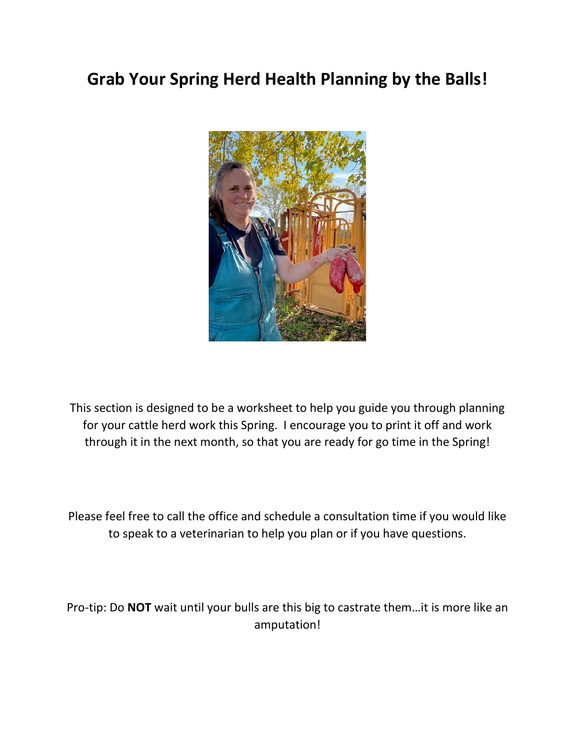# Grab Your Spring Herd Health Planning by the Balls!

This section is designed to be a worksheet to help you guide you through planning for your cattle herd work this Spring.  I encourage you to print it off and work through it in the next month, so that you are ready for go time in the Spring!

Please feel free to call the office and schedule a consultation time if you would like to speak to a veterinarian to help you plan or if you have questions.

Pro-tip: Do **NOT** wait until your bulls are this big to castrate them…it is more like an amputation!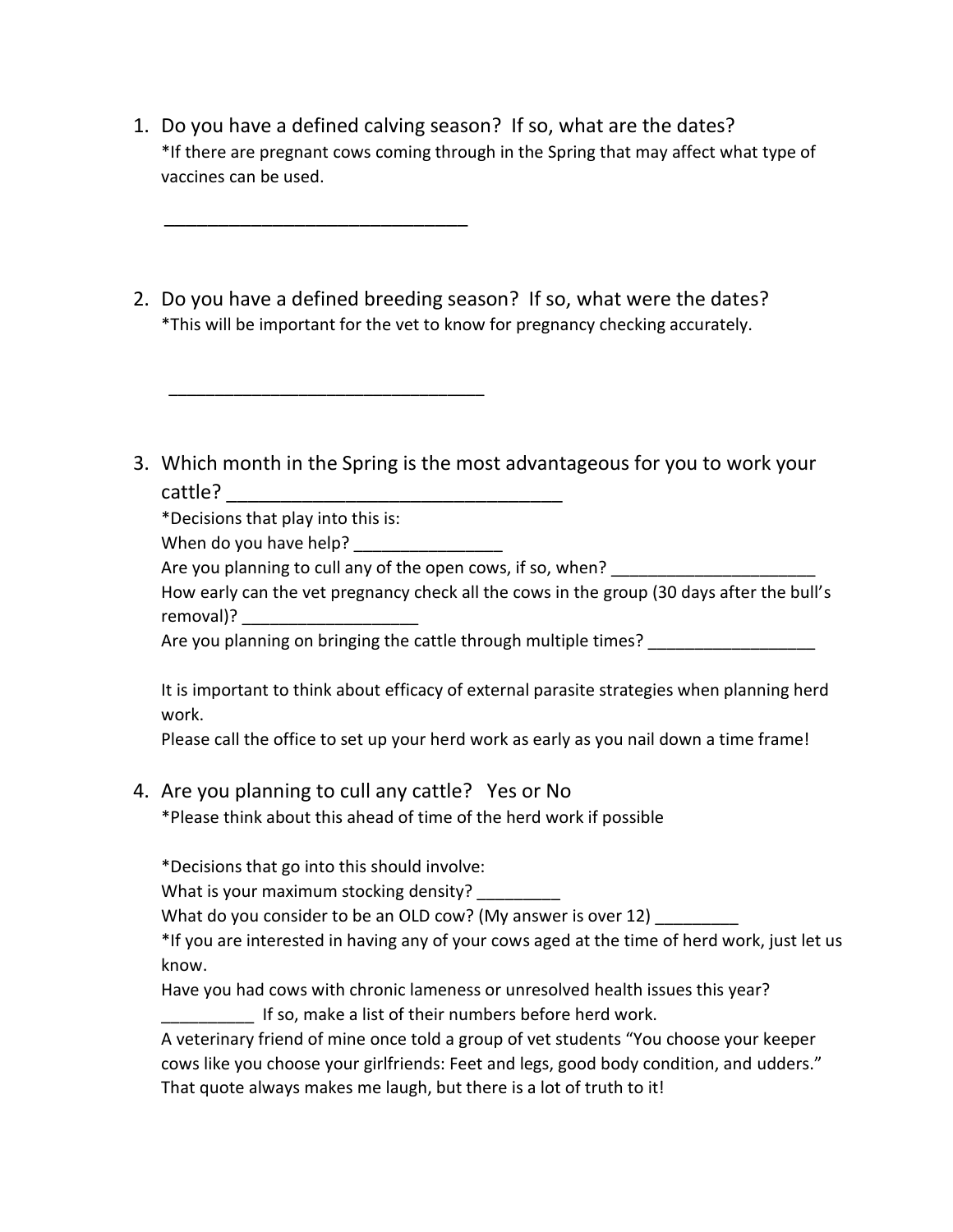1. Do you have a defined calving season? If so, what are the dates?
   *If there are pregnant cows coming through in the Spring that may affect what type of vaccines can be used.

   ______________________________

2. Do you have a defined breeding season? If so, what were the dates?
   *This will be important for the vet to know for pregnancy checking accurately.

   ________________________________

3. Which month in the Spring is the most advantageous for you to work your cattle? ________________________________
   *Decisions that play into this is:
   When do you have help? ________________
   Are you planning to cull any of the open cows, if so, when? ______________________
   How early can the vet pregnancy check all the cows in the group (30 days after the bull's removal)? ___________________
   Are you planning on bringing the cattle through multiple times? __________________

   It is important to think about efficacy of external parasite strategies when planning herd work.
   Please call the office to set up your herd work as early as you nail down a time frame!

4. Are you planning to cull any cattle? Yes or No
   *Please think about this ahead of time of the herd work if possible

   *Decisions that go into this should involve:
   What is your maximum stocking density? _________
   What do you consider to be an OLD cow? (My answer is over 12) _________
   *If you are interested in having any of your cows aged at the time of herd work, just let us know.
   Have you had cows with chronic lameness or unresolved health issues this year? __________ If so, make a list of their numbers before herd work.
   A veterinary friend of mine once told a group of vet students "You choose your keeper cows like you choose your girlfriends: Feet and legs, good body condition, and udders." That quote always makes me laugh, but there is a lot of truth to it!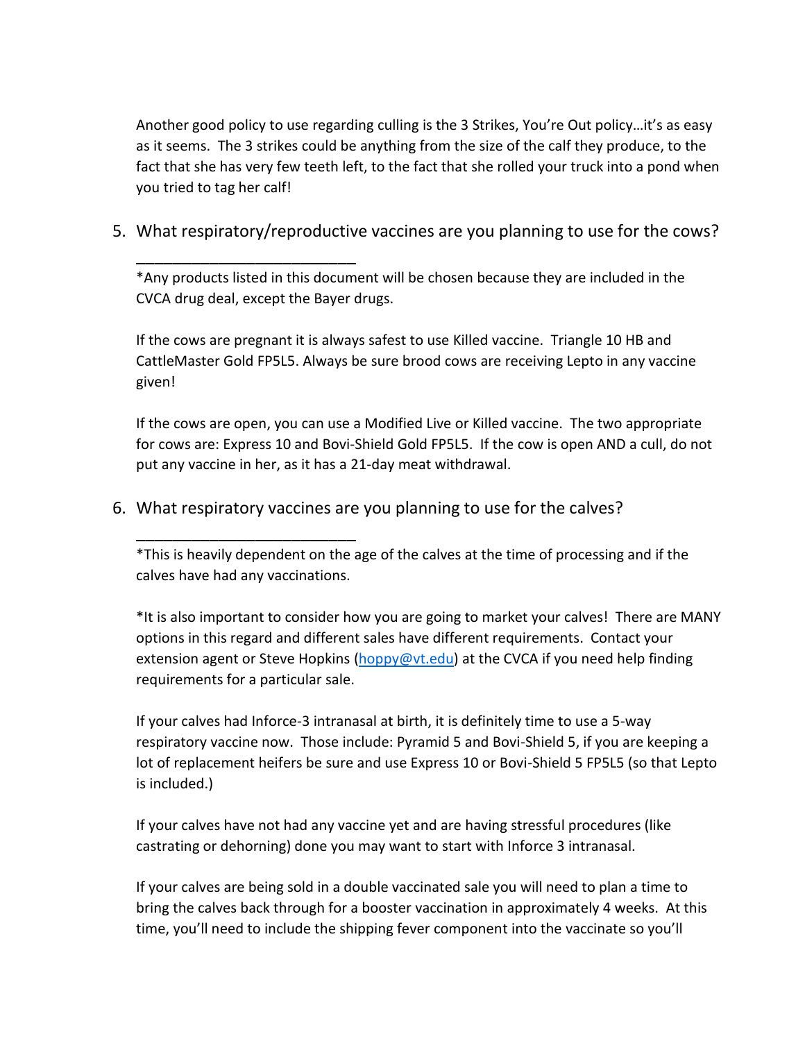Another good policy to use regarding culling is the 3 Strikes, You're Out policy…it's as easy as it seems. The 3 strikes could be anything from the size of the calf they produce, to the fact that she has very few teeth left, to the fact that she rolled your truck into a pond when you tried to tag her calf!

5. What respiratory/reproductive vaccines are you planning to use for the cows? ___________________________

   *Any products listed in this document will be chosen because they are included in the CVCA drug deal, except the Bayer drugs.

   If the cows are pregnant it is always safest to use Killed vaccine. Triangle 10 HB and CattleMaster Gold FP5L5. Always be sure brood cows are receiving Lepto in any vaccine given!

   If the cows are open, you can use a Modified Live or Killed vaccine. The two appropriate for cows are: Express 10 and Bovi-Shield Gold FP5L5. If the cow is open AND a cull, do not put any vaccine in her, as it has a 21-day meat withdrawal.

6. What respiratory vaccines are you planning to use for the calves? ___________________________

   *This is heavily dependent on the age of the calves at the time of processing and if the calves have had any vaccinations.

   *It is also important to consider how you are going to market your calves! There are MANY options in this regard and different sales have different requirements. Contact your extension agent or Steve Hopkins (hoppy@vt.edu) at the CVCA if you need help finding requirements for a particular sale.

   If your calves had Inforce-3 intranasal at birth, it is definitely time to use a 5-way respiratory vaccine now. Those include: Pyramid 5 and Bovi-Shield 5, if you are keeping a lot of replacement heifers be sure and use Express 10 or Bovi-Shield 5 FP5L5 (so that Lepto is included.)

   If your calves have not had any vaccine yet and are having stressful procedures (like castrating or dehorning) done you may want to start with Inforce 3 intranasal.

   If your calves are being sold in a double vaccinated sale you will need to plan a time to bring the calves back through for a booster vaccination in approximately 4 weeks. At this time, you'll need to include the shipping fever component into the vaccinate so you'll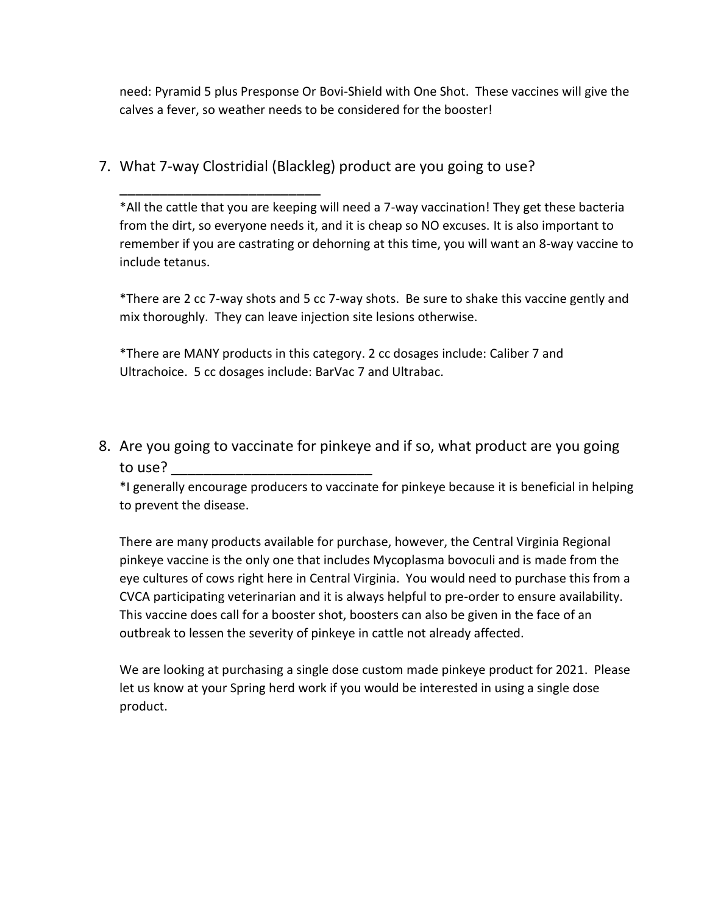need: Pyramid 5 plus Presponse Or Bovi-Shield with One Shot. These vaccines will give the calves a fever, so weather needs to be considered for the booster!

7. What 7-way Clostridial (Blackleg) product are you going to use? ___________________________

   *All the cattle that you are keeping will need a 7-way vaccination! They get these bacteria from the dirt, so everyone needs it, and it is cheap so NO excuses. It is also important to remember if you are castrating or dehorning at this time, you will want an 8-way vaccine to include tetanus.

   *There are 2 cc 7-way shots and 5 cc 7-way shots. Be sure to shake this vaccine gently and mix thoroughly. They can leave injection site lesions otherwise.

   *There are MANY products in this category. 2 cc dosages include: Caliber 7 and Ultrachoice. 5 cc dosages include: BarVac 7 and Ultrabac.

8. Are you going to vaccinate for pinkeye and if so, what product are you going to use? _________________________

   *I generally encourage producers to vaccinate for pinkeye because it is beneficial in helping to prevent the disease.

   There are many products available for purchase, however, the Central Virginia Regional pinkeye vaccine is the only one that includes Mycoplasma bovoculi and is made from the eye cultures of cows right here in Central Virginia. You would need to purchase this from a CVCA participating veterinarian and it is always helpful to pre-order to ensure availability. This vaccine does call for a booster shot, boosters can also be given in the face of an outbreak to lessen the severity of pinkeye in cattle not already affected.

   We are looking at purchasing a single dose custom made pinkeye product for 2021. Please let us know at your Spring herd work if you would be interested in using a single dose product.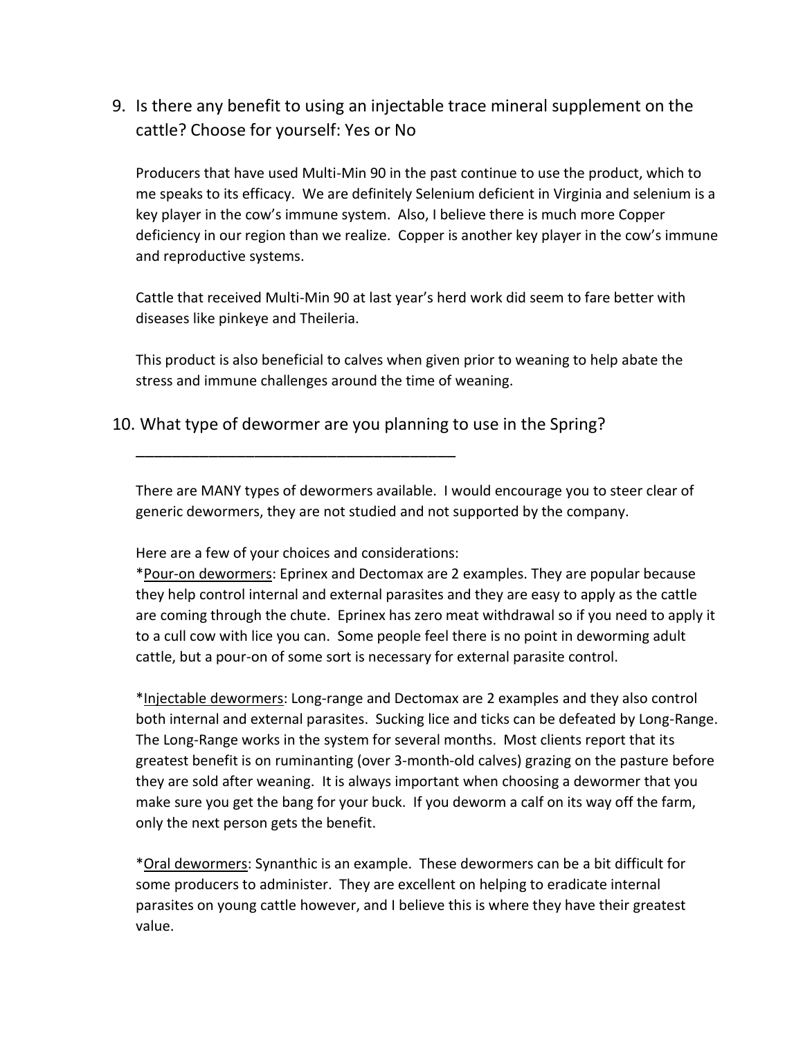9. Is there any benefit to using an injectable trace mineral supplement on the cattle? Choose for yourself: Yes or No

   Producers that have used Multi-Min 90 in the past continue to use the product, which to me speaks to its efficacy. We are definitely Selenium deficient in Virginia and selenium is a key player in the cow's immune system. Also, I believe there is much more Copper deficiency in our region than we realize. Copper is another key player in the cow's immune and reproductive systems.

   Cattle that received Multi-Min 90 at last year's herd work did seem to fare better with diseases like pinkeye and Theileria.

   This product is also beneficial to calves when given prior to weaning to help abate the stress and immune challenges around the time of weaning.

10. What type of dewormer are you planning to use in the Spring?

    ________________________________________

    There are MANY types of dewormers available. I would encourage you to steer clear of generic dewormers, they are not studied and not supported by the company.

    Here are a few of your choices and considerations:

    *<u>Pour-on dewormers</u>: Eprinex and Dectomax are 2 examples. They are popular because they help control internal and external parasites and they are easy to apply as the cattle are coming through the chute. Eprinex has zero meat withdrawal so if you need to apply it to a cull cow with lice you can. Some people feel there is no point in deworming adult cattle, but a pour-on of some sort is necessary for external parasite control.

    *<u>Injectable dewormers</u>: Long-range and Dectomax are 2 examples and they also control both internal and external parasites. Sucking lice and ticks can be defeated by Long-Range. The Long-Range works in the system for several months. Most clients report that its greatest benefit is on ruminanting (over 3-month-old calves) grazing on the pasture before they are sold after weaning. It is always important when choosing a dewormer that you make sure you get the bang for your buck. If you deworm a calf on its way off the farm, only the next person gets the benefit.

    *<u>Oral dewormers</u>: Synanthic is an example. These dewormers can be a bit difficult for some producers to administer. They are excellent on helping to eradicate internal parasites on young cattle however, and I believe this is where they have their greatest value.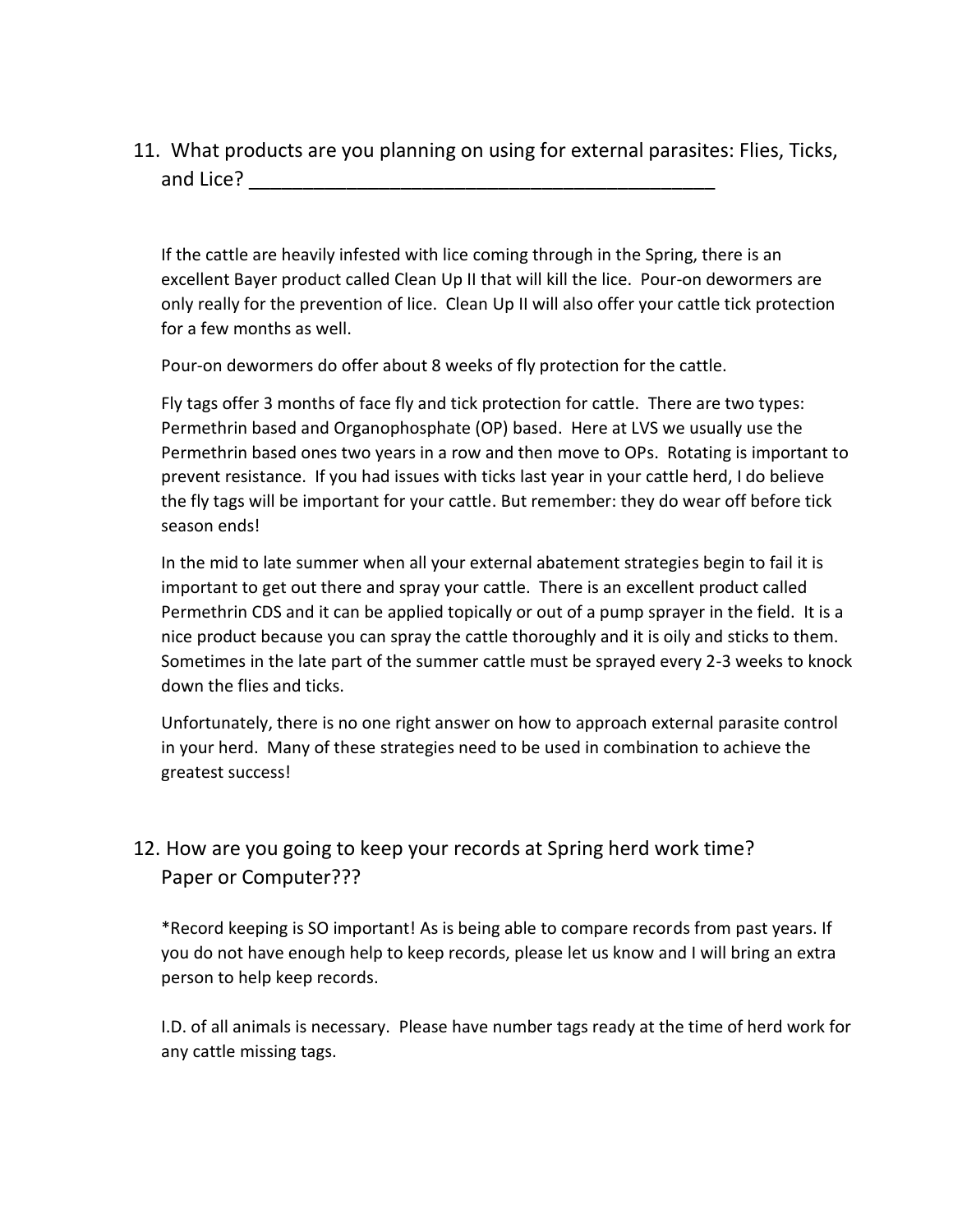11. What products are you planning on using for external parasites: Flies, Ticks, and Lice? ____________________________________________

If the cattle are heavily infested with lice coming through in the Spring, there is an excellent Bayer product called Clean Up II that will kill the lice. Pour-on dewormers are only really for the prevention of lice. Clean Up II will also offer your cattle tick protection for a few months as well.

Pour-on dewormers do offer about 8 weeks of fly protection for the cattle.

Fly tags offer 3 months of face fly and tick protection for cattle. There are two types: Permethrin based and Organophosphate (OP) based. Here at LVS we usually use the Permethrin based ones two years in a row and then move to OPs. Rotating is important to prevent resistance. If you had issues with ticks last year in your cattle herd, I do believe the fly tags will be important for your cattle. But remember: they do wear off before tick season ends!

In the mid to late summer when all your external abatement strategies begin to fail it is important to get out there and spray your cattle. There is an excellent product called Permethrin CDS and it can be applied topically or out of a pump sprayer in the field. It is a nice product because you can spray the cattle thoroughly and it is oily and sticks to them. Sometimes in the late part of the summer cattle must be sprayed every 2-3 weeks to knock down the flies and ticks.

Unfortunately, there is no one right answer on how to approach external parasite control in your herd. Many of these strategies need to be used in combination to achieve the greatest success!

12. How are you going to keep your records at Spring herd work time? Paper or Computer???

*Record keeping is SO important! As is being able to compare records from past years. If you do not have enough help to keep records, please let us know and I will bring an extra person to help keep records.

I.D. of all animals is necessary. Please have number tags ready at the time of herd work for any cattle missing tags.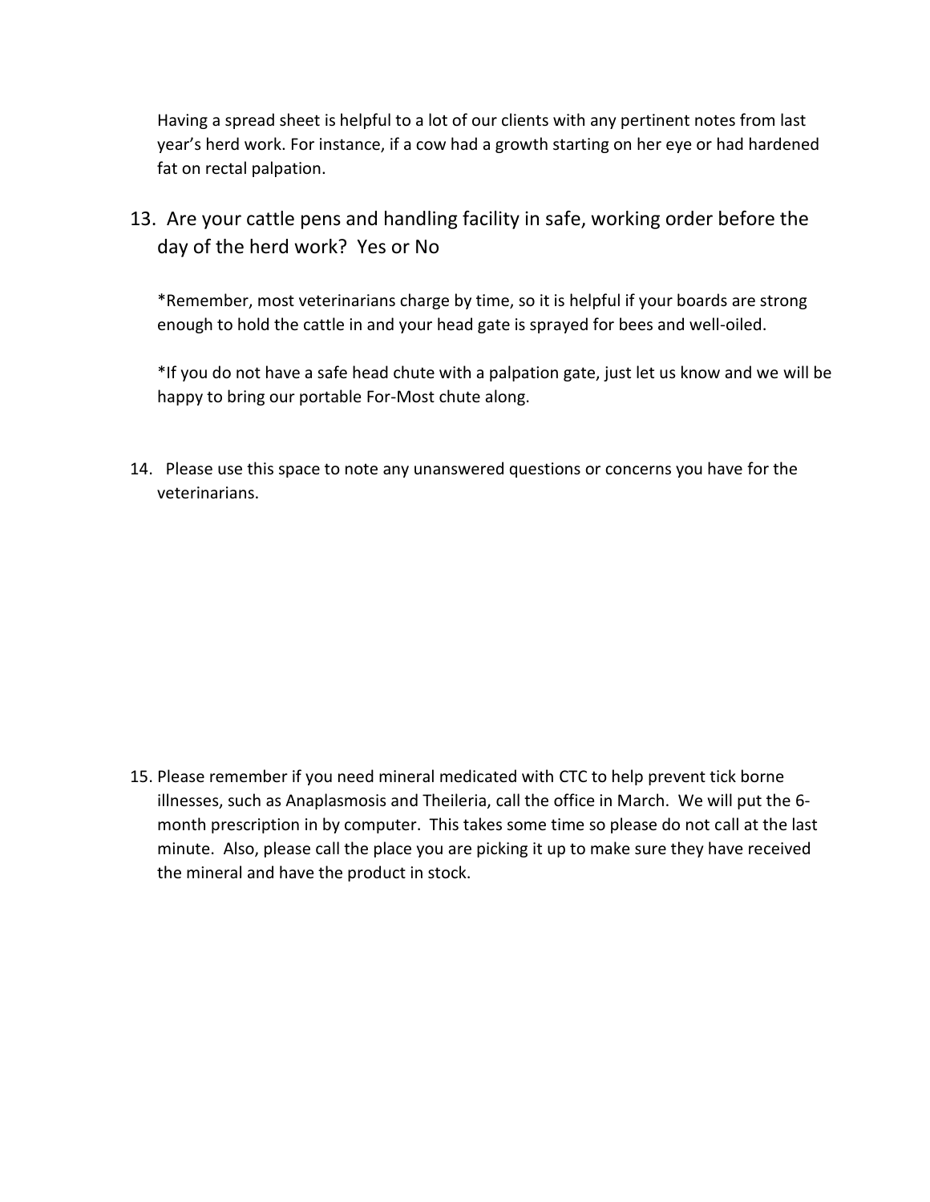Having a spread sheet is helpful to a lot of our clients with any pertinent notes from last year's herd work. For instance, if a cow had a growth starting on her eye or had hardened fat on rectal palpation.

13. Are your cattle pens and handling facility in safe, working order before the day of the herd work? Yes or No

    *Remember, most veterinarians charge by time, so it is helpful if your boards are strong enough to hold the cattle in and your head gate is sprayed for bees and well-oiled.

    *If you do not have a safe head chute with a palpation gate, just let us know and we will be happy to bring our portable For-Most chute along.

14. Please use this space to note any unanswered questions or concerns you have for the veterinarians.

15. Please remember if you need mineral medicated with CTC to help prevent tick borne illnesses, such as Anaplasmosis and Theileria, call the office in March. We will put the 6-month prescription in by computer. This takes some time so please do not call at the last minute. Also, please call the place you are picking it up to make sure they have received the mineral and have the product in stock.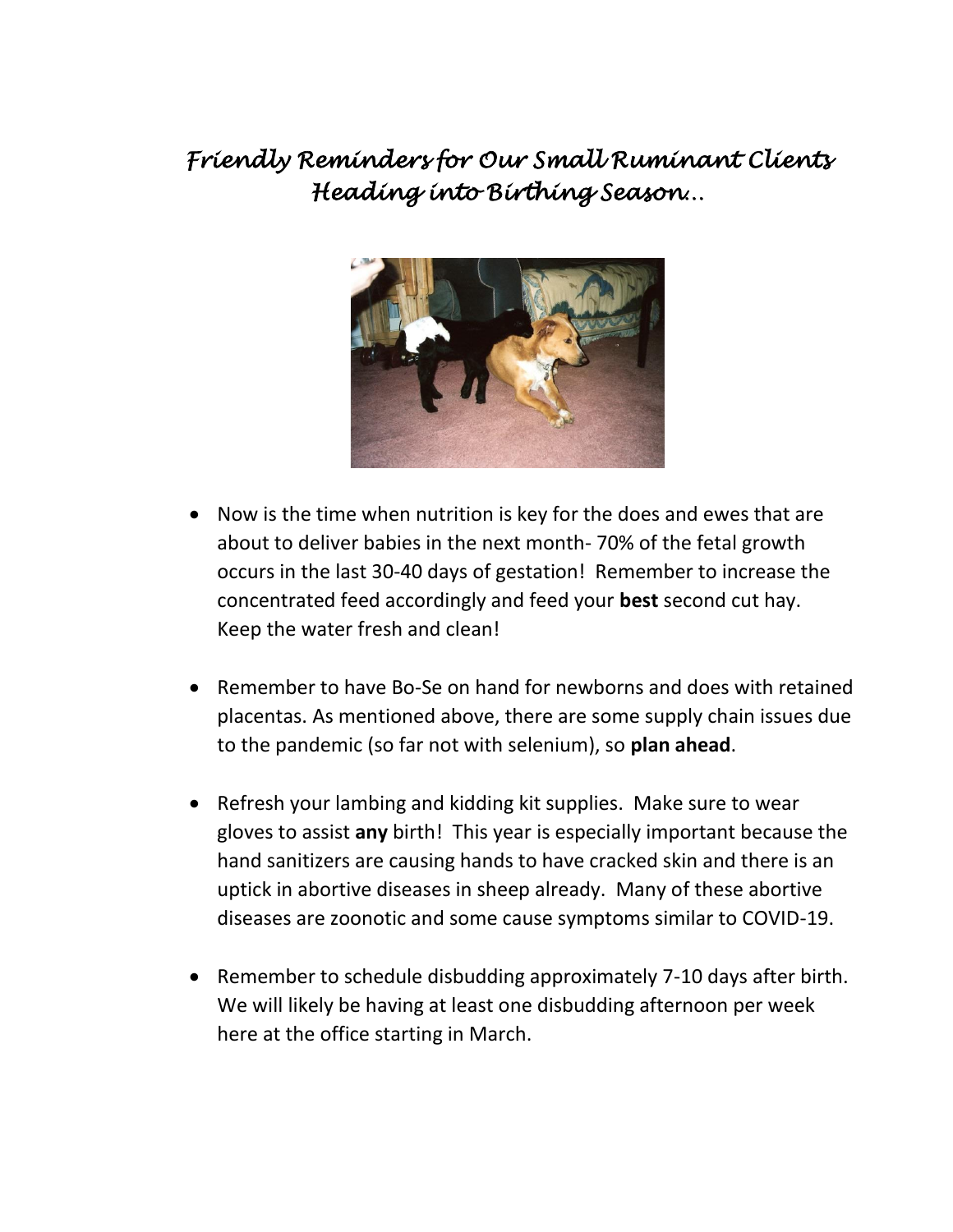# *Friendly Reminders for Our Small Ruminant Clients Heading into Birthing Season…*

- Now is the time when nutrition is key for the does and ewes that are about to deliver babies in the next month- 70% of the fetal growth occurs in the last 30-40 days of gestation! Remember to increase the concentrated feed accordingly and feed your **best** second cut hay. Keep the water fresh and clean!

- Remember to have Bo-Se on hand for newborns and does with retained placentas. As mentioned above, there are some supply chain issues due to the pandemic (so far not with selenium), so **plan ahead**.

- Refresh your lambing and kidding kit supplies. Make sure to wear gloves to assist **any** birth! This year is especially important because the hand sanitizers are causing hands to have cracked skin and there is an uptick in abortive diseases in sheep already. Many of these abortive diseases are zoonotic and some cause symptoms similar to COVID-19.

- Remember to schedule disbudding approximately 7-10 days after birth. We will likely be having at least one disbudding afternoon per week here at the office starting in March.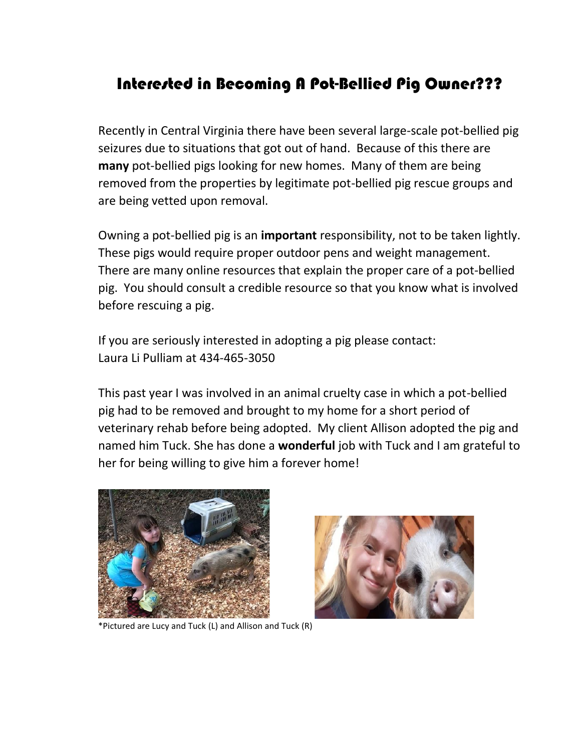# Interested in Becoming A Pot-Bellied Pig Owner???

Recently in Central Virginia there have been several large-scale pot-bellied pig seizures due to situations that got out of hand. Because of this there are **many** pot-bellied pigs looking for new homes. Many of them are being removed from the properties by legitimate pot-bellied pig rescue groups and are being vetted upon removal.

Owning a pot-bellied pig is an **important** responsibility, not to be taken lightly. These pigs would require proper outdoor pens and weight management. There are many online resources that explain the proper care of a pot-bellied pig. You should consult a credible resource so that you know what is involved before rescuing a pig.

If you are seriously interested in adopting a pig please contact:
Laura Li Pulliam at 434-465-3050

This past year I was involved in an animal cruelty case in which a pot-bellied pig had to be removed and brought to my home for a short period of veterinary rehab before being adopted. My client Allison adopted the pig and named him Tuck. She has done a **wonderful** job with Tuck and I am grateful to her for being willing to give him a forever home!

*Pictured are Lucy and Tuck (L) and Allison and Tuck (R)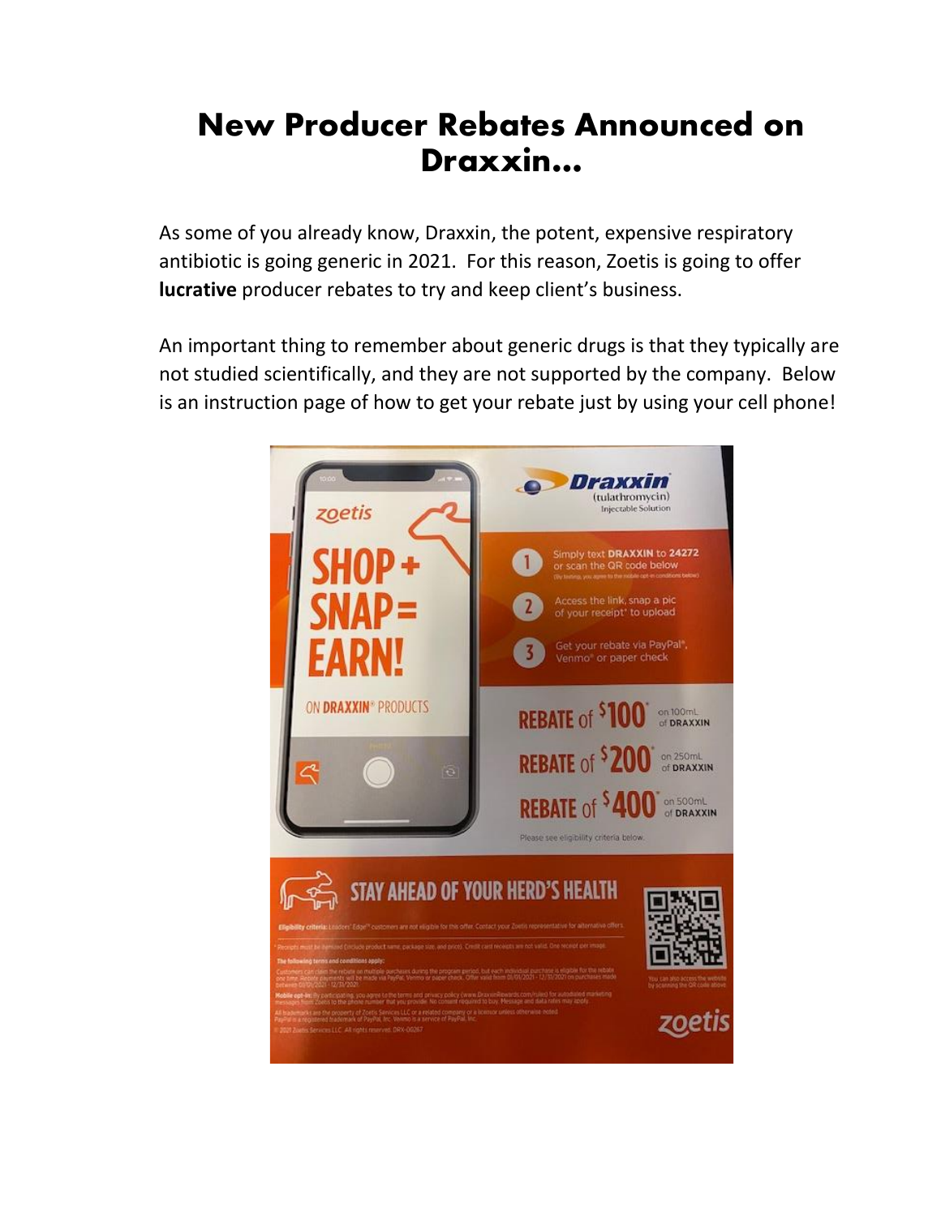# New Producer Rebates Announced on Draxxin…

As some of you already know, Draxxin, the potent, expensive respiratory antibiotic is going generic in 2021. For this reason, Zoetis is going to offer **lucrative** producer rebates to try and keep client's business.

An important thing to remember about generic drugs is that they typically are not studied scientifically, and they are not supported by the company. Below is an instruction page of how to get your rebate just by using your cell phone!

zoetis

SHOP + SNAP = EARN!

ON DRAXXIN® PRODUCTS

Draxxin (tulathromycin) Injectable Solution

1. Simply text **DRAXXIN** to **24272** or scan the QR code below
2. Access the link, snap a pic of your receipt* to upload
3. Get your rebate via PayPal®, Venmo® or paper check

REBATE of $100* on 100mL of DRAXXIN

REBATE of $200* on 250mL of DRAXXIN

REBATE of $400* on 500mL of DRAXXIN

Please see eligibility criteria below.

STAY AHEAD OF YOUR HERD'S HEALTH

You can also access the website by scanning the QR code above.

zoetis